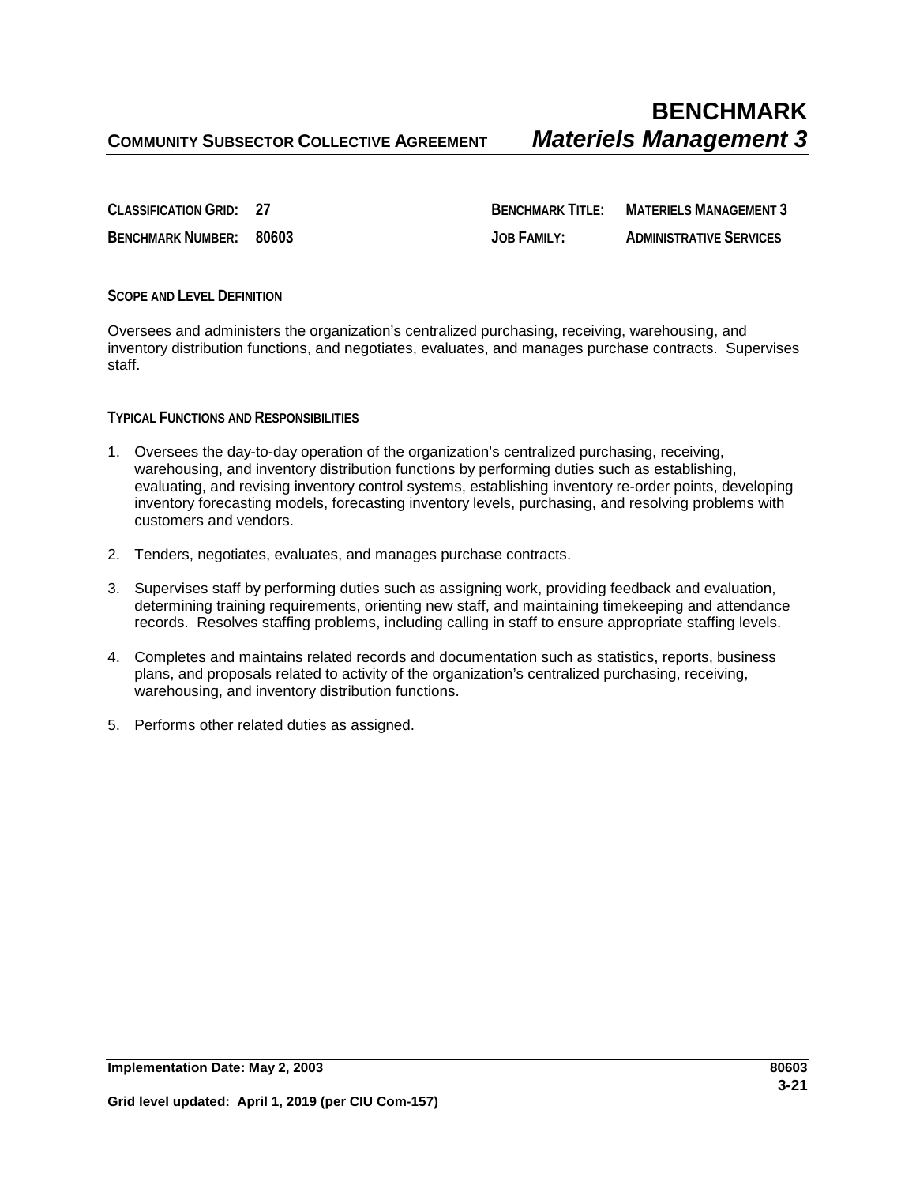**COMMUNITY SUBSECTOR COLLECTIVE AGREEMENT**

# BENCHMARK
## *Materiels Management 3*

| | | | |
|---|---|---|---|
| **CLASSIFICATION GRID:** | **27** | **BENCHMARK TITLE:** | **MATERIELS MANAGEMENT 3** |
| **BENCHMARK NUMBER:** | **80603** | **JOB FAMILY:** | **ADMINISTRATIVE SERVICES** |

### SCOPE AND LEVEL DEFINITION

Oversees and administers the organization's centralized purchasing, receiving, warehousing, and inventory distribution functions, and negotiates, evaluates, and manages purchase contracts. Supervises staff.

### TYPICAL FUNCTIONS AND RESPONSIBILITIES

1. Oversees the day-to-day operation of the organization's centralized purchasing, receiving, warehousing, and inventory distribution functions by performing duties such as establishing, evaluating, and revising inventory control systems, establishing inventory re-order points, developing inventory forecasting models, forecasting inventory levels, purchasing, and resolving problems with customers and vendors.

2. Tenders, negotiates, evaluates, and manages purchase contracts.

3. Supervises staff by performing duties such as assigning work, providing feedback and evaluation, determining training requirements, orienting new staff, and maintaining timekeeping and attendance records. Resolves staffing problems, including calling in staff to ensure appropriate staffing levels.

4. Completes and maintains related records and documentation such as statistics, reports, business plans, and proposals related to activity of the organization's centralized purchasing, receiving, warehousing, and inventory distribution functions.

5. Performs other related duties as assigned.

**Implementation Date: May 2, 2003**

**Grid level updated: April 1, 2019 (per CIU Com-157)**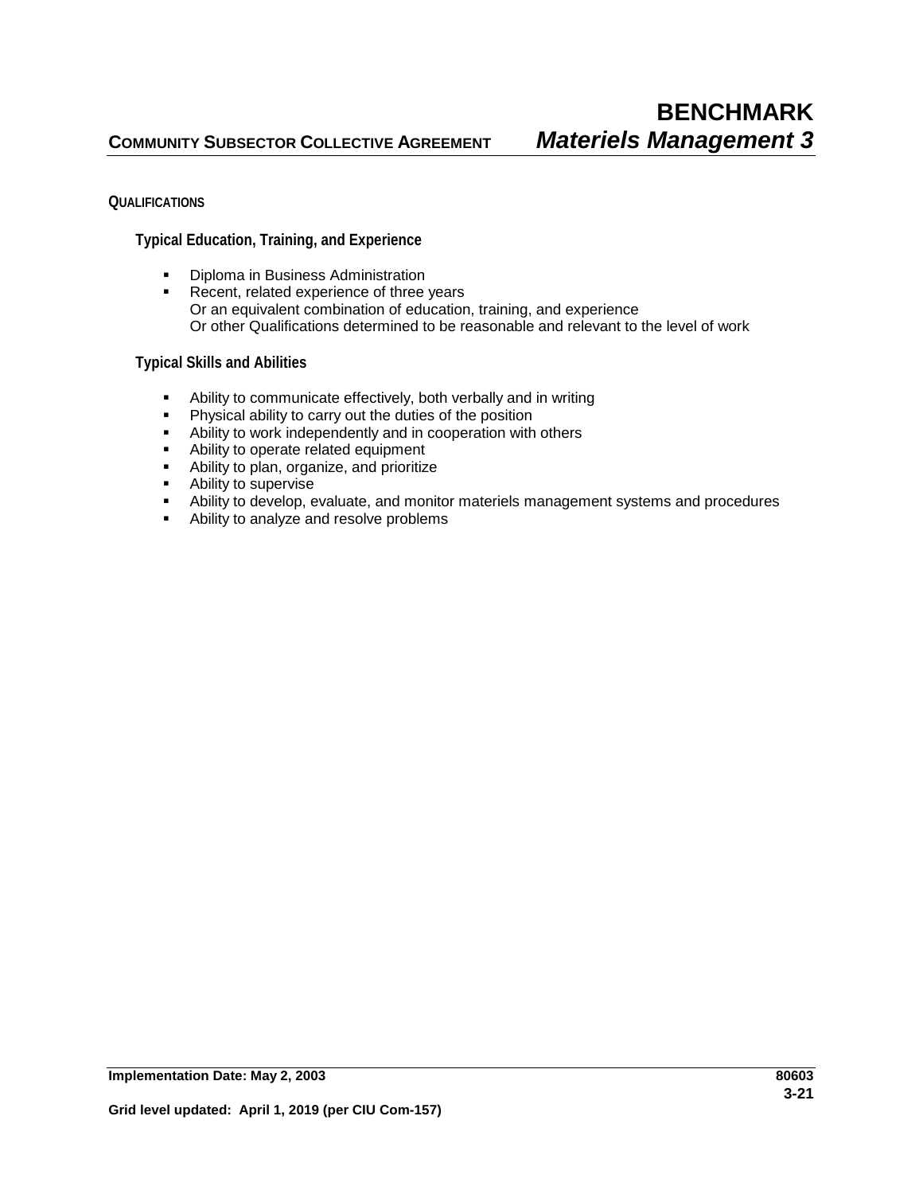## QUALIFICATIONS

### Typical Education, Training, and Experience

- Diploma in Business Administration
- Recent, related experience of three years
  Or an equivalent combination of education, training, and experience
  Or other Qualifications determined to be reasonable and relevant to the level of work

### Typical Skills and Abilities

- Ability to communicate effectively, both verbally and in writing
- Physical ability to carry out the duties of the position
- Ability to work independently and in cooperation with others
- Ability to operate related equipment
- Ability to plan, organize, and prioritize
- Ability to supervise
- Ability to develop, evaluate, and monitor materiels management systems and procedures
- Ability to analyze and resolve problems